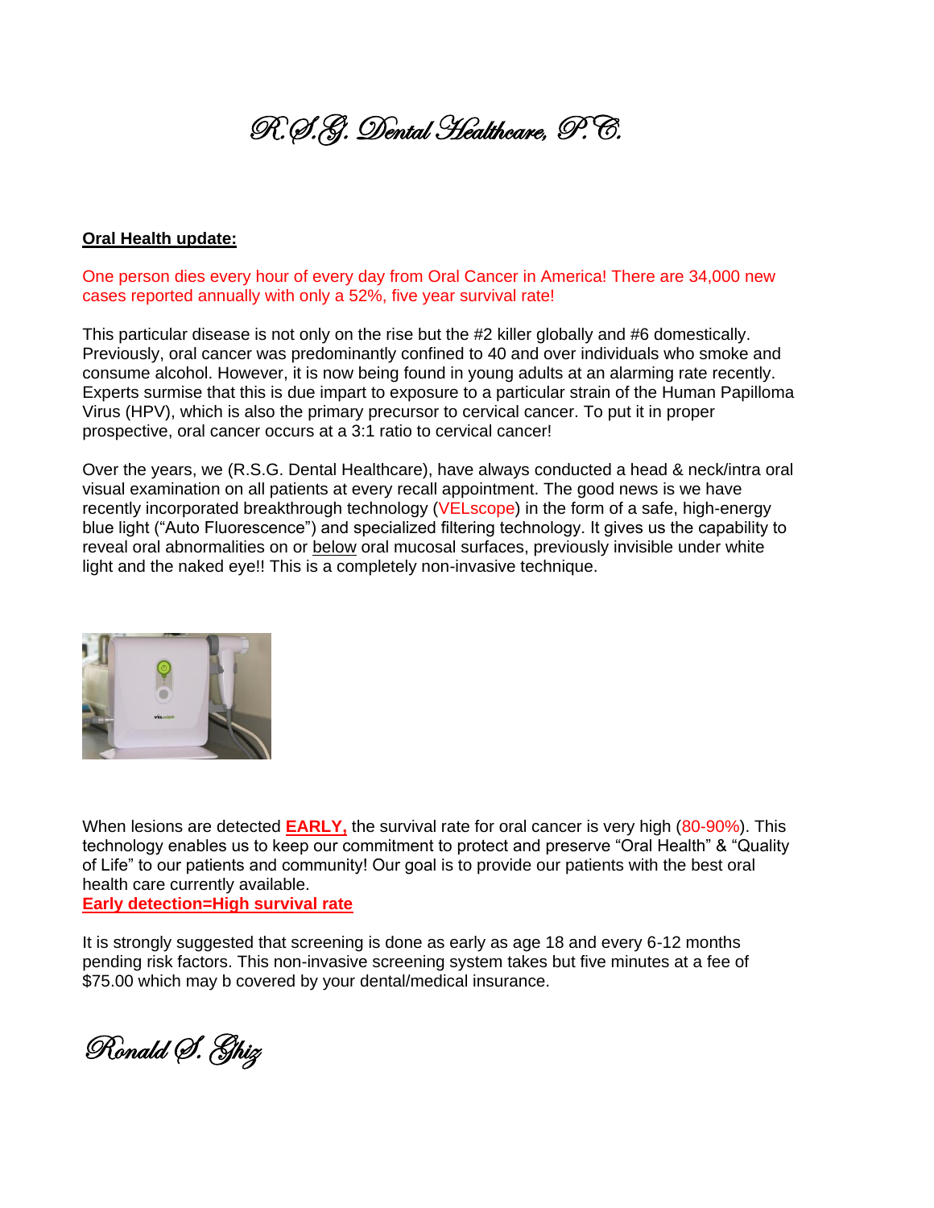# R.S.G. Dental Healthcare, P.C.

**Oral Health update:**

One person dies every hour of every day from Oral Cancer in America! There are 34,000 new cases reported annually with only a 52%, five year survival rate!

This particular disease is not only on the rise but the #2 killer globally and #6 domestically. Previously, oral cancer was predominantly confined to 40 and over individuals who smoke and consume alcohol. However, it is now being found in young adults at an alarming rate recently. Experts surmise that this is due impart to exposure to a particular strain of the Human Papilloma Virus (HPV), which is also the primary precursor to cervical cancer. To put it in proper prospective, oral cancer occurs at a 3:1 ratio to cervical cancer!

Over the years, we (R.S.G. Dental Healthcare), have always conducted a head & neck/intra oral visual examination on all patients at every recall appointment. The good news is we have recently incorporated breakthrough technology (VELscope) in the form of a safe, high-energy blue light ("Auto Fluorescence") and specialized filtering technology. It gives us the capability to reveal oral abnormalities on or below oral mucosal surfaces, previously invisible under white light and the naked eye!! This is a completely non-invasive technique.

When lesions are detected **EARLY,** the survival rate for oral cancer is very high (80-90%). This technology enables us to keep our commitment to protect and preserve "Oral Health" & "Quality of Life" to our patients and community! Our goal is to provide our patients with the best oral health care currently available.
**Early detection=High survival rate**

It is strongly suggested that screening is done as early as age 18 and every 6-12 months pending risk factors. This non-invasive screening system takes but five minutes at a fee of $75.00 which may b covered by your dental/medical insurance.

Ronald S. Ghiz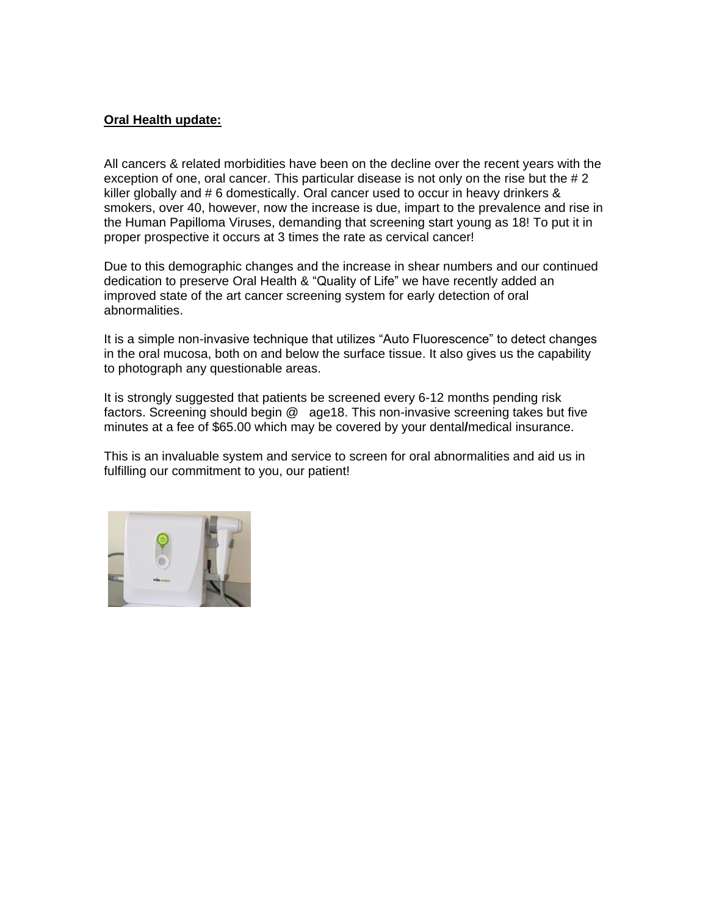**Oral Health update:**

All cancers & related morbidities have been on the decline over the recent years with the exception of one, oral cancer. This particular disease is not only on the rise but the # 2 killer globally and # 6 domestically. Oral cancer used to occur in heavy drinkers & smokers, over 40, however, now the increase is due, impart to the prevalence and rise in the Human Papilloma Viruses, demanding that screening start young as 18! To put it in proper prospective it occurs at 3 times the rate as cervical cancer!

Due to this demographic changes and the increase in shear numbers and our continued dedication to preserve Oral Health & "Quality of Life" we have recently added an improved state of the art cancer screening system for early detection of oral abnormalities.

It is a simple non-invasive technique that utilizes "Auto Fluorescence" to detect changes in the oral mucosa, both on and below the surface tissue. It also gives us the capability to photograph any questionable areas.

It is strongly suggested that patients be screened every 6-12 months pending risk factors. Screening should begin @ age18. This non-invasive screening takes but five minutes at a fee of $65.00 which may be covered by your dental**/**medical insurance.

This is an invaluable system and service to screen for oral abnormalities and aid us in fulfilling our commitment to you, our patient!